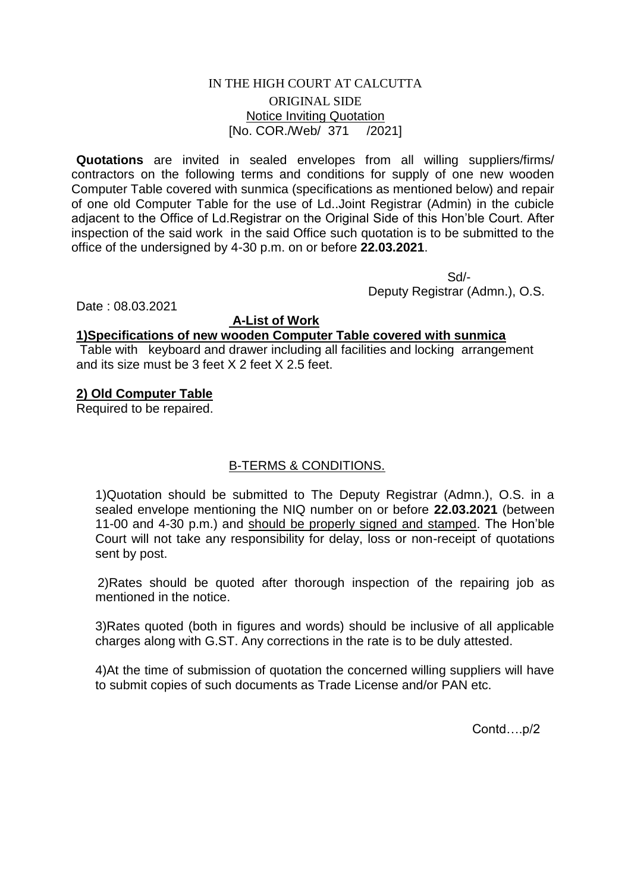IN THE HIGH COURT AT CALCUTTA

ORIGINAL SIDE

Notice Inviting Quotation

[No. COR./Web/ 371 /2021]

**Quotations** are invited in sealed envelopes from all willing suppliers/firms/ contractors on the following terms and conditions for supply of one new wooden Computer Table covered with sunmica (specifications as mentioned below) and repair of one old Computer Table for the use of Ld..Joint Registrar (Admin) in the cubicle adjacent to the Office of Ld.Registrar on the Original Side of this Hon'ble Court. After inspection of the said work in the said Office such quotation is to be submitted to the office of the undersigned by 4-30 p.m. on or before **22.03.2021**.

Sd/-

Deputy Registrar (Admn.), O.S.

Date : 08.03.2021

**A-List of Work**

**1)Specifications of new wooden Computer Table covered with sunmica**

Table with keyboard and drawer including all facilities and locking arrangement and its size must be 3 feet X 2 feet X 2.5 feet.

**2) Old Computer Table**

Required to be repaired.

B-TERMS & CONDITIONS.

1)Quotation should be submitted to The Deputy Registrar (Admn.), O.S. in a sealed envelope mentioning the NIQ number on or before **22.03.2021** (between 11-00 and 4-30 p.m.) and should be properly signed and stamped. The Hon'ble Court will not take any responsibility for delay, loss or non-receipt of quotations sent by post.

2)Rates should be quoted after thorough inspection of the repairing job as mentioned in the notice.

3)Rates quoted (both in figures and words) should be inclusive of all applicable charges along with G.ST. Any corrections in the rate is to be duly attested.

4)At the time of submission of quotation the concerned willing suppliers will have to submit copies of such documents as Trade License and/or PAN etc.

Contd….p/2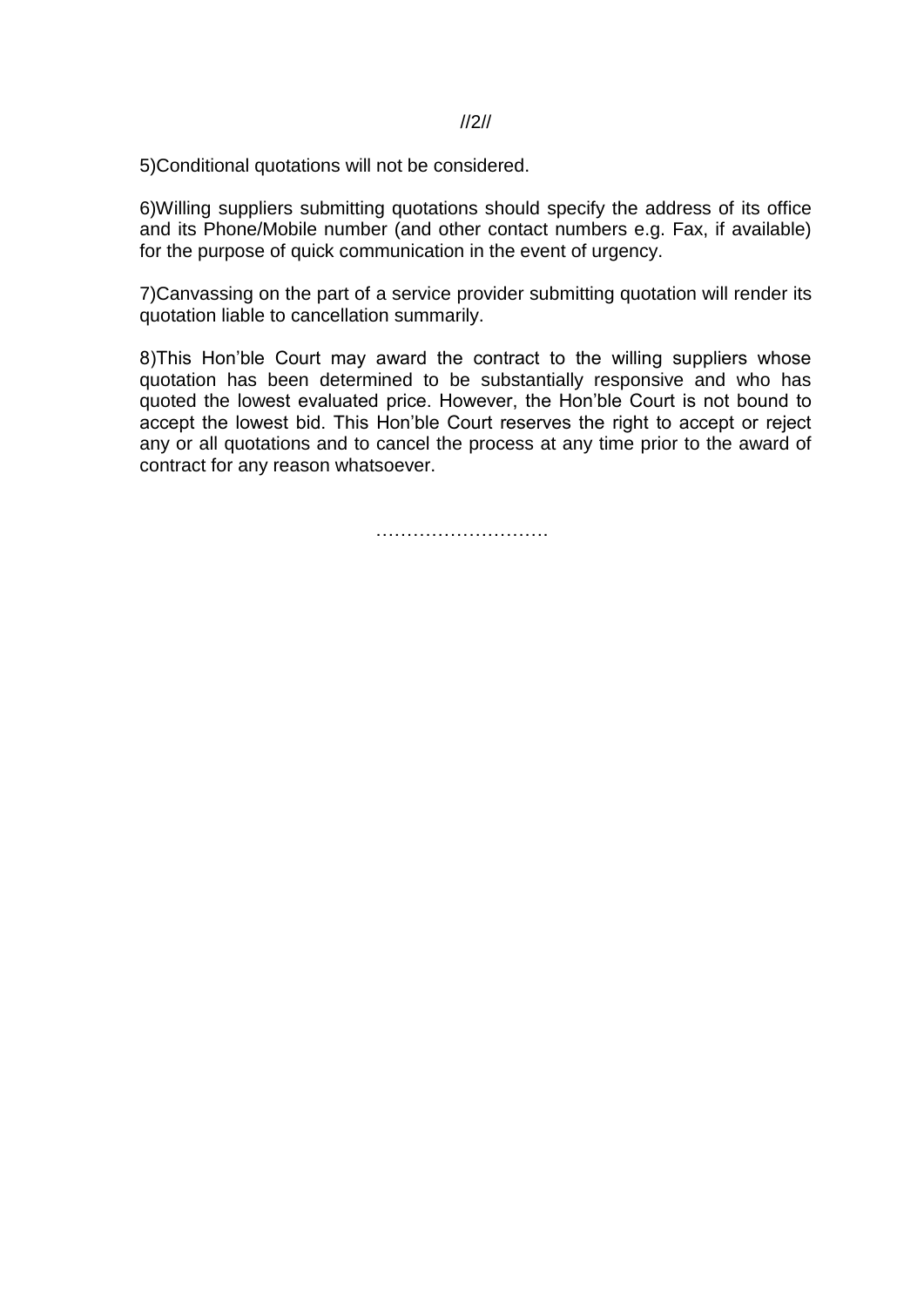5)Conditional quotations will not be considered.

6)Willing suppliers submitting quotations should specify the address of its office and its Phone/Mobile number (and other contact numbers e.g. Fax, if available) for the purpose of quick communication in the event of urgency.

7)Canvassing on the part of a service provider submitting quotation will render its quotation liable to cancellation summarily.

8)This Hon'ble Court may award the contract to the willing suppliers whose quotation has been determined to be substantially responsive and who has quoted the lowest evaluated price. However, the Hon'ble Court is not bound to accept the lowest bid. This Hon'ble Court reserves the right to accept or reject any or all quotations and to cancel the process at any time prior to the award of contract for any reason whatsoever.

……………………….